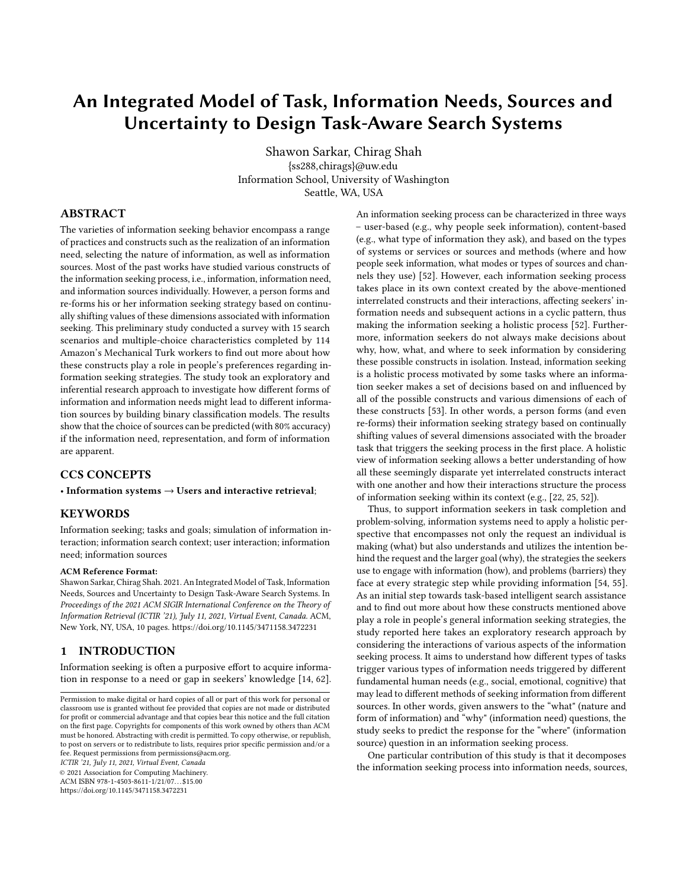# An Integrated Model of Task, Information Needs, Sources and Uncertainty to Design Task-Aware Search Systems

Shawon Sarkar, Chirag Shah
{ss288,chirags}@uw.edu
Information School, University of Washington
Seattle, WA, USA

## ABSTRACT

The varieties of information seeking behavior encompass a range of practices and constructs such as the realization of an information need, selecting the nature of information, as well as information sources. Most of the past works have studied various constructs of the information seeking process, i.e., information, information need, and information sources individually. However, a person forms and re-forms his or her information seeking strategy based on continually shifting values of these dimensions associated with information seeking. This preliminary study conducted a survey with 15 search scenarios and multiple-choice characteristics completed by 114 Amazon's Mechanical Turk workers to find out more about how these constructs play a role in people's preferences regarding information seeking strategies. The study took an exploratory and inferential research approach to investigate how different forms of information and information needs might lead to different information sources by building binary classification models. The results show that the choice of sources can be predicted (with 80% accuracy) if the information need, representation, and form of information are apparent.

## CCS CONCEPTS

• **Information systems → Users and interactive retrieval**;

## KEYWORDS

Information seeking; tasks and goals; simulation of information interaction; information search context; user interaction; information need; information sources

**ACM Reference Format:**
Shawon Sarkar, Chirag Shah. 2021. An Integrated Model of Task, Information Needs, Sources and Uncertainty to Design Task-Aware Search Systems. In *Proceedings of the 2021 ACM SIGIR International Conference on the Theory of Information Retrieval (ICTIR '21), July 11, 2021, Virtual Event, Canada.* ACM, New York, NY, USA, 10 pages. https://doi.org/10.1145/3471158.3472231

## 1 INTRODUCTION

Information seeking is often a purposive effort to acquire information in response to a need or gap in seekers' knowledge [14, 62]. An information seeking process can be characterized in three ways – user-based (e.g., why people seek information), content-based (e.g., what type of information they ask), and based on the types of systems or services or sources and methods (where and how people seek information, what modes or types of sources and channels they use) [52]. However, each information seeking process takes place in its own context created by the above-mentioned interrelated constructs and their interactions, affecting seekers' information needs and subsequent actions in a cyclic pattern, thus making the information seeking a holistic process [52]. Furthermore, information seekers do not always make decisions about why, how, what, and where to seek information by considering these possible constructs in isolation. Instead, information seeking is a holistic process motivated by some tasks where an information seeker makes a set of decisions based on and influenced by all of the possible constructs and various dimensions of each of these constructs [53]. In other words, a person forms (and even re-forms) their information seeking strategy based on continually shifting values of several dimensions associated with the broader task that triggers the seeking process in the first place. A holistic view of information seeking allows a better understanding of how all these seemingly disparate yet interrelated constructs interact with one another and how their interactions structure the process of information seeking within its context (e.g., [22, 25, 52]).

Thus, to support information seekers in task completion and problem-solving, information systems need to apply a holistic perspective that encompasses not only the request an individual is making (what) but also understands and utilizes the intention behind the request and the larger goal (why), the strategies the seekers use to engage with information (how), and problems (barriers) they face at every strategic step while providing information [54, 55]. As an initial step towards task-based intelligent search assistance and to find out more about how these constructs mentioned above play a role in people's general information seeking strategies, the study reported here takes an exploratory research approach by considering the interactions of various aspects of the information seeking process. It aims to understand how different types of tasks trigger various types of information needs triggered by different fundamental human needs (e.g., social, emotional, cognitive) that may lead to different methods of seeking information from different sources. In other words, given answers to the "what" (nature and form of information) and "why" (information need) questions, the study seeks to predict the response for the "where" (information source) question in an information seeking process.

One particular contribution of this study is that it decomposes the information seeking process into information needs, sources,

Permission to make digital or hard copies of all or part of this work for personal or classroom use is granted without fee provided that copies are not made or distributed for profit or commercial advantage and that copies bear this notice and the full citation on the first page. Copyrights for components of this work owned by others than ACM must be honored. Abstracting with credit is permitted. To copy otherwise, or republish, to post on servers or to redistribute to lists, requires prior specific permission and/or a fee. Request permissions from permissions@acm.org.
*ICTIR '21, July 11, 2021, Virtual Event, Canada*
© 2021 Association for Computing Machinery.
ACM ISBN 978-1-4503-8611-1/21/07…$15.00
https://doi.org/10.1145/3471158.3472231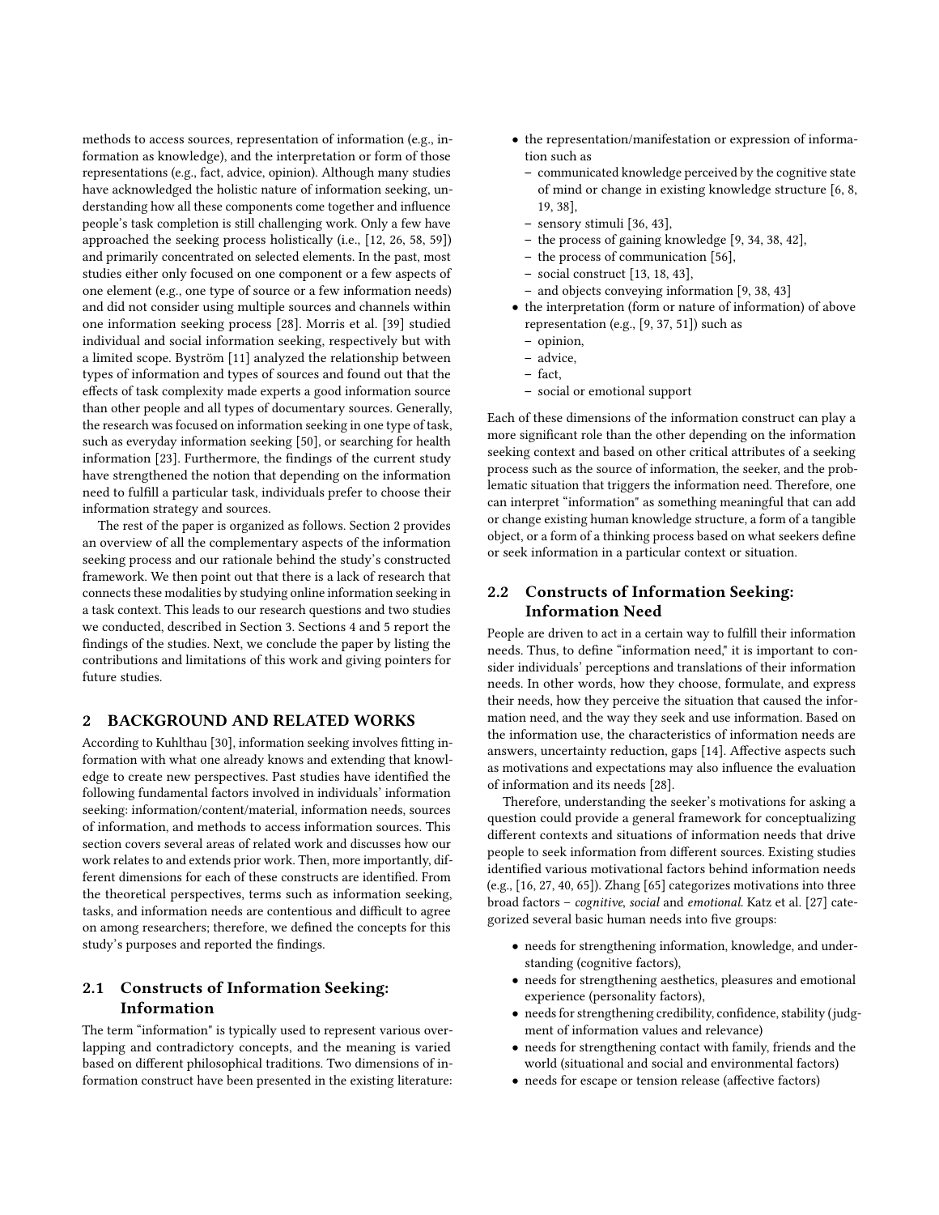methods to access sources, representation of information (e.g., information as knowledge), and the interpretation or form of those representations (e.g., fact, advice, opinion). Although many studies have acknowledged the holistic nature of information seeking, understanding how all these components come together and influence people's task completion is still challenging work. Only a few have approached the seeking process holistically (i.e., [12, 26, 58, 59]) and primarily concentrated on selected elements. In the past, most studies either only focused on one component or a few aspects of one element (e.g., one type of source or a few information needs) and did not consider using multiple sources and channels within one information seeking process [28]. Morris et al. [39] studied individual and social information seeking, respectively but with a limited scope. Byström [11] analyzed the relationship between types of information and types of sources and found out that the effects of task complexity made experts a good information source than other people and all types of documentary sources. Generally, the research was focused on information seeking in one type of task, such as everyday information seeking [50], or searching for health information [23]. Furthermore, the findings of the current study have strengthened the notion that depending on the information need to fulfill a particular task, individuals prefer to choose their information strategy and sources.

The rest of the paper is organized as follows. Section 2 provides an overview of all the complementary aspects of the information seeking process and our rationale behind the study's constructed framework. We then point out that there is a lack of research that connects these modalities by studying online information seeking in a task context. This leads to our research questions and two studies we conducted, described in Section 3. Sections 4 and 5 report the findings of the studies. Next, we conclude the paper by listing the contributions and limitations of this work and giving pointers for future studies.

## 2 BACKGROUND AND RELATED WORKS

According to Kuhlthau [30], information seeking involves fitting information with what one already knows and extending that knowledge to create new perspectives. Past studies have identified the following fundamental factors involved in individuals' information seeking: information/content/material, information needs, sources of information, and methods to access information sources. This section covers several areas of related work and discusses how our work relates to and extends prior work. Then, more importantly, different dimensions for each of these constructs are identified. From the theoretical perspectives, terms such as information seeking, tasks, and information needs are contentious and difficult to agree on among researchers; therefore, we defined the concepts for this study's purposes and reported the findings.

### 2.1 Constructs of Information Seeking: Information

The term "information" is typically used to represent various overlapping and contradictory concepts, and the meaning is varied based on different philosophical traditions. Two dimensions of information construct have been presented in the existing literature:

- the representation/manifestation or expression of information such as
  - communicated knowledge perceived by the cognitive state of mind or change in existing knowledge structure [6, 8, 19, 38],
  - sensory stimuli [36, 43],
  - the process of gaining knowledge [9, 34, 38, 42],
  - the process of communication [56],
  - social construct [13, 18, 43],
  - and objects conveying information [9, 38, 43]
- the interpretation (form or nature of information) of above representation (e.g., [9, 37, 51]) such as
  - opinion,
  - advice,
  - fact,
  - social or emotional support

Each of these dimensions of the information construct can play a more significant role than the other depending on the information seeking context and based on other critical attributes of a seeking process such as the source of information, the seeker, and the problematic situation that triggers the information need. Therefore, one can interpret "information" as something meaningful that can add or change existing human knowledge structure, a form of a tangible object, or a form of a thinking process based on what seekers define or seek information in a particular context or situation.

### 2.2 Constructs of Information Seeking: Information Need

People are driven to act in a certain way to fulfill their information needs. Thus, to define "information need," it is important to consider individuals' perceptions and translations of their information needs. In other words, how they choose, formulate, and express their needs, how they perceive the situation that caused the information need, and the way they seek and use information. Based on the information use, the characteristics of information needs are answers, uncertainty reduction, gaps [14]. Affective aspects such as motivations and expectations may also influence the evaluation of information and its needs [28].

Therefore, understanding the seeker's motivations for asking a question could provide a general framework for conceptualizing different contexts and situations of information needs that drive people to seek information from different sources. Existing studies identified various motivational factors behind information needs (e.g., [16, 27, 40, 65]). Zhang [65] categorizes motivations into three broad factors – *cognitive*, *social* and *emotional*. Katz et al. [27] categorized several basic human needs into five groups:

- needs for strengthening information, knowledge, and understanding (cognitive factors),
- needs for strengthening aesthetics, pleasures and emotional experience (personality factors),
- needs for strengthening credibility, confidence, stability (judgment of information values and relevance)
- needs for strengthening contact with family, friends and the world (situational and social and environmental factors)
- needs for escape or tension release (affective factors)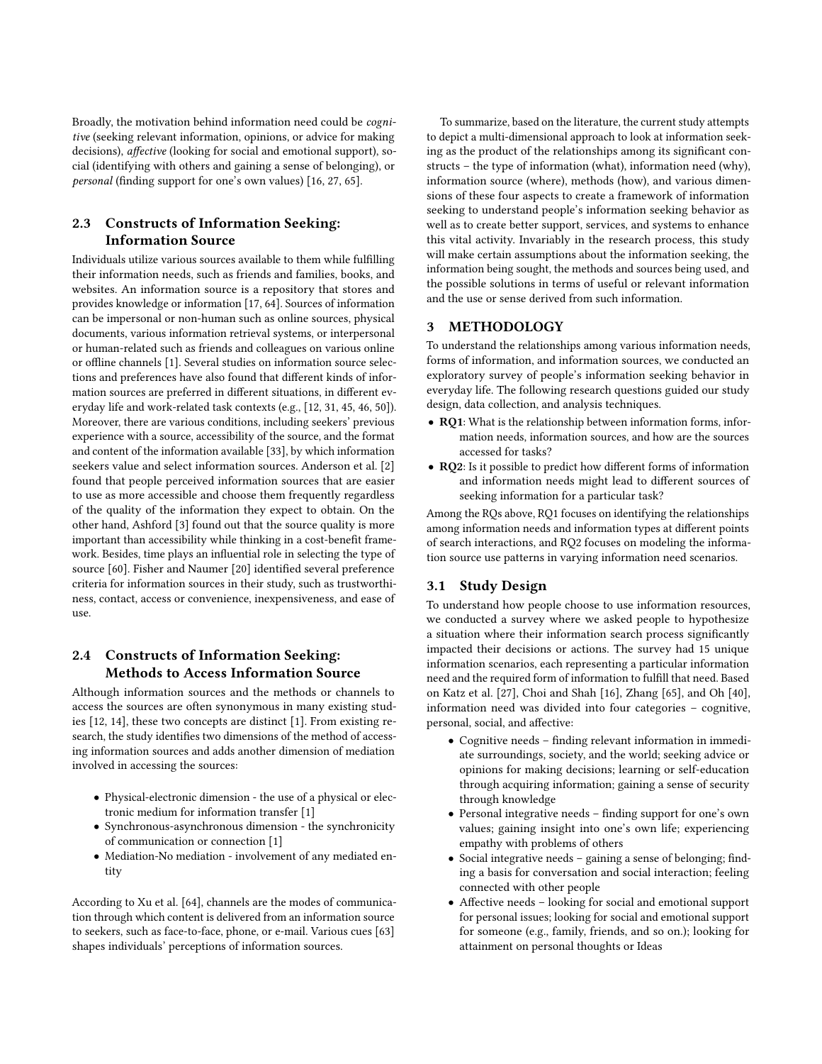Broadly, the motivation behind information need could be *cognitive* (seeking relevant information, opinions, or advice for making decisions), *affective* (looking for social and emotional support), social (identifying with others and gaining a sense of belonging), or *personal* (finding support for one's own values) [16, 27, 65].

## 2.3 Constructs of Information Seeking: Information Source

Individuals utilize various sources available to them while fulfilling their information needs, such as friends and families, books, and websites. An information source is a repository that stores and provides knowledge or information [17, 64]. Sources of information can be impersonal or non-human such as online sources, physical documents, various information retrieval systems, or interpersonal or human-related such as friends and colleagues on various online or offline channels [1]. Several studies on information source selections and preferences have also found that different kinds of information sources are preferred in different situations, in different everyday life and work-related task contexts (e.g., [12, 31, 45, 46, 50]). Moreover, there are various conditions, including seekers' previous experience with a source, accessibility of the source, and the format and content of the information available [33], by which information seekers value and select information sources. Anderson et al. [2] found that people perceived information sources that are easier to use as more accessible and choose them frequently regardless of the quality of the information they expect to obtain. On the other hand, Ashford [3] found out that the source quality is more important than accessibility while thinking in a cost-benefit framework. Besides, time plays an influential role in selecting the type of source [60]. Fisher and Naumer [20] identified several preference criteria for information sources in their study, such as trustworthiness, contact, access or convenience, inexpensiveness, and ease of use.

## 2.4 Constructs of Information Seeking: Methods to Access Information Source

Although information sources and the methods or channels to access the sources are often synonymous in many existing studies [12, 14], these two concepts are distinct [1]. From existing research, the study identifies two dimensions of the method of accessing information sources and adds another dimension of mediation involved in accessing the sources:

- Physical-electronic dimension - the use of a physical or electronic medium for information transfer [1]
- Synchronous-asynchronous dimension - the synchronicity of communication or connection [1]
- Mediation-No mediation - involvement of any mediated entity

According to Xu et al. [64], channels are the modes of communication through which content is delivered from an information source to seekers, such as face-to-face, phone, or e-mail. Various cues [63] shapes individuals' perceptions of information sources.

To summarize, based on the literature, the current study attempts to depict a multi-dimensional approach to look at information seeking as the product of the relationships among its significant constructs – the type of information (what), information need (why), information source (where), methods (how), and various dimensions of these four aspects to create a framework of information seeking to understand people's information seeking behavior as well as to create better support, services, and systems to enhance this vital activity. Invariably in the research process, this study will make certain assumptions about the information seeking, the information being sought, the methods and sources being used, and the possible solutions in terms of useful or relevant information and the use or sense derived from such information.

# 3 METHODOLOGY

To understand the relationships among various information needs, forms of information, and information sources, we conducted an exploratory survey of people's information seeking behavior in everyday life. The following research questions guided our study design, data collection, and analysis techniques.

- **RQ1**: What is the relationship between information forms, information needs, information sources, and how are the sources accessed for tasks?
- **RQ2**: Is it possible to predict how different forms of information and information needs might lead to different sources of seeking information for a particular task?

Among the RQs above, RQ1 focuses on identifying the relationships among information needs and information types at different points of search interactions, and RQ2 focuses on modeling the information source use patterns in varying information need scenarios.

## 3.1 Study Design

To understand how people choose to use information resources, we conducted a survey where we asked people to hypothesize a situation where their information search process significantly impacted their decisions or actions. The survey had 15 unique information scenarios, each representing a particular information need and the required form of information to fulfill that need. Based on Katz et al. [27], Choi and Shah [16], Zhang [65], and Oh [40], information need was divided into four categories – cognitive, personal, social, and affective:

- Cognitive needs – finding relevant information in immediate surroundings, society, and the world; seeking advice or opinions for making decisions; learning or self-education through acquiring information; gaining a sense of security through knowledge
- Personal integrative needs – finding support for one's own values; gaining insight into one's own life; experiencing empathy with problems of others
- Social integrative needs – gaining a sense of belonging; finding a basis for conversation and social interaction; feeling connected with other people
- Affective needs – looking for social and emotional support for personal issues; looking for social and emotional support for someone (e.g., family, friends, and so on.); looking for attainment on personal thoughts or Ideas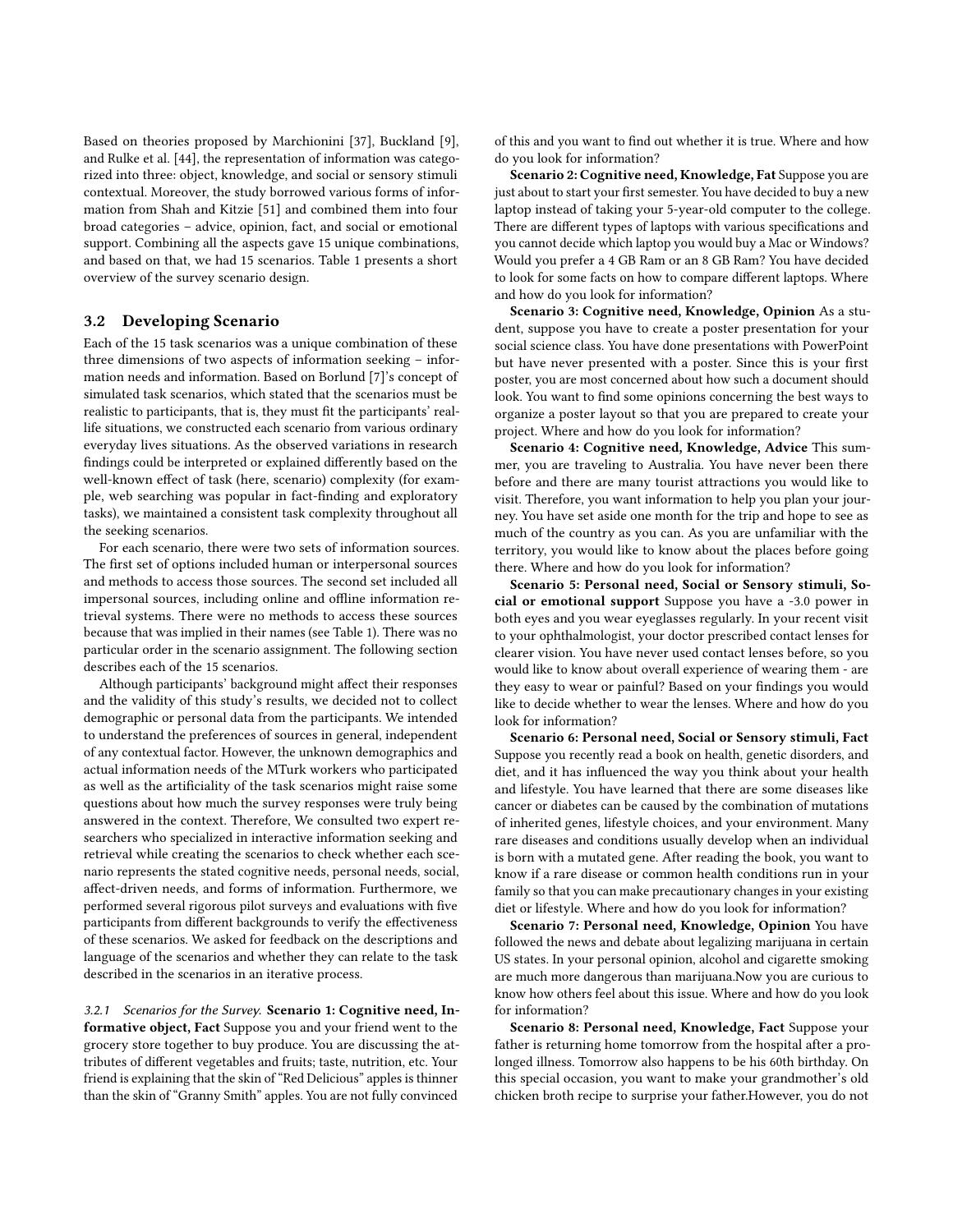Based on theories proposed by Marchionini [37], Buckland [9], and Rulke et al. [44], the representation of information was categorized into three: object, knowledge, and social or sensory stimuli contextual. Moreover, the study borrowed various forms of information from Shah and Kitzie [51] and combined them into four broad categories – advice, opinion, fact, and social or emotional support. Combining all the aspects gave 15 unique combinations, and based on that, we had 15 scenarios. Table 1 presents a short overview of the survey scenario design.

## 3.2 Developing Scenario

Each of the 15 task scenarios was a unique combination of these three dimensions of two aspects of information seeking – information needs and information. Based on Borlund [7]'s concept of simulated task scenarios, which stated that the scenarios must be realistic to participants, that is, they must fit the participants' real-life situations, we constructed each scenario from various ordinary everyday lives situations. As the observed variations in research findings could be interpreted or explained differently based on the well-known effect of task (here, scenario) complexity (for example, web searching was popular in fact-finding and exploratory tasks), we maintained a consistent task complexity throughout all the seeking scenarios.

For each scenario, there were two sets of information sources. The first set of options included human or interpersonal sources and methods to access those sources. The second set included all impersonal sources, including online and offline information retrieval systems. There were no methods to access these sources because that was implied in their names (see Table 1). There was no particular order in the scenario assignment. The following section describes each of the 15 scenarios.

Although participants' background might affect their responses and the validity of this study's results, we decided not to collect demographic or personal data from the participants. We intended to understand the preferences of sources in general, independent of any contextual factor. However, the unknown demographics and actual information needs of the MTurk workers who participated as well as the artificiality of the task scenarios might raise some questions about how much the survey responses were truly being answered in the context. Therefore, We consulted two expert researchers who specialized in interactive information seeking and retrieval while creating the scenarios to check whether each scenario represents the stated cognitive needs, personal needs, social, affect-driven needs, and forms of information. Furthermore, we performed several rigorous pilot surveys and evaluations with five participants from different backgrounds to verify the effectiveness of these scenarios. We asked for feedback on the descriptions and language of the scenarios and whether they can relate to the task described in the scenarios in an iterative process.

### 3.2.1 Scenarios for the Survey.

**Scenario 1: Cognitive need, Informative object, Fact** Suppose you and your friend went to the grocery store together to buy produce. You are discussing the attributes of different vegetables and fruits; taste, nutrition, etc. Your friend is explaining that the skin of "Red Delicious" apples is thinner than the skin of "Granny Smith" apples. You are not fully convinced of this and you want to find out whether it is true. Where and how do you look for information?

**Scenario 2: Cognitive need, Knowledge, Fat** Suppose you are just about to start your first semester. You have decided to buy a new laptop instead of taking your 5-year-old computer to the college. There are different types of laptops with various specifications and you cannot decide which laptop you would buy a Mac or Windows? Would you prefer a 4 GB Ram or an 8 GB Ram? You have decided to look for some facts on how to compare different laptops. Where and how do you look for information?

**Scenario 3: Cognitive need, Knowledge, Opinion** As a student, suppose you have to create a poster presentation for your social science class. You have done presentations with PowerPoint but have never presented with a poster. Since this is your first poster, you are most concerned about how such a document should look. You want to find some opinions concerning the best ways to organize a poster layout so that you are prepared to create your project. Where and how do you look for information?

**Scenario 4: Cognitive need, Knowledge, Advice** This summer, you are traveling to Australia. You have never been there before and there are many tourist attractions you would like to visit. Therefore, you want information to help you plan your journey. You have set aside one month for the trip and hope to see as much of the country as you can. As you are unfamiliar with the territory, you would like to know about the places before going there. Where and how do you look for information?

**Scenario 5: Personal need, Social or Sensory stimuli, Social or emotional support** Suppose you have a -3.0 power in both eyes and you wear eyeglasses regularly. In your recent visit to your ophthalmologist, your doctor prescribed contact lenses for clearer vision. You have never used contact lenses before, so you would like to know about overall experience of wearing them - are they easy to wear or painful? Based on your findings you would like to decide whether to wear the lenses. Where and how do you look for information?

**Scenario 6: Personal need, Social or Sensory stimuli, Fact** Suppose you recently read a book on health, genetic disorders, and diet, and it has influenced the way you think about your health and lifestyle. You have learned that there are some diseases like cancer or diabetes can be caused by the combination of mutations of inherited genes, lifestyle choices, and your environment. Many rare diseases and conditions usually develop when an individual is born with a mutated gene. After reading the book, you want to know if a rare disease or common health conditions run in your family so that you can make precautionary changes in your existing diet or lifestyle. Where and how do you look for information?

**Scenario 7: Personal need, Knowledge, Opinion** You have followed the news and debate about legalizing marijuana in certain US states. In your personal opinion, alcohol and cigarette smoking are much more dangerous than marijuana.Now you are curious to know how others feel about this issue. Where and how do you look for information?

**Scenario 8: Personal need, Knowledge, Fact** Suppose your father is returning home tomorrow from the hospital after a prolonged illness. Tomorrow also happens to be his 60th birthday. On this special occasion, you want to make your grandmother's old chicken broth recipe to surprise your father.However, you do not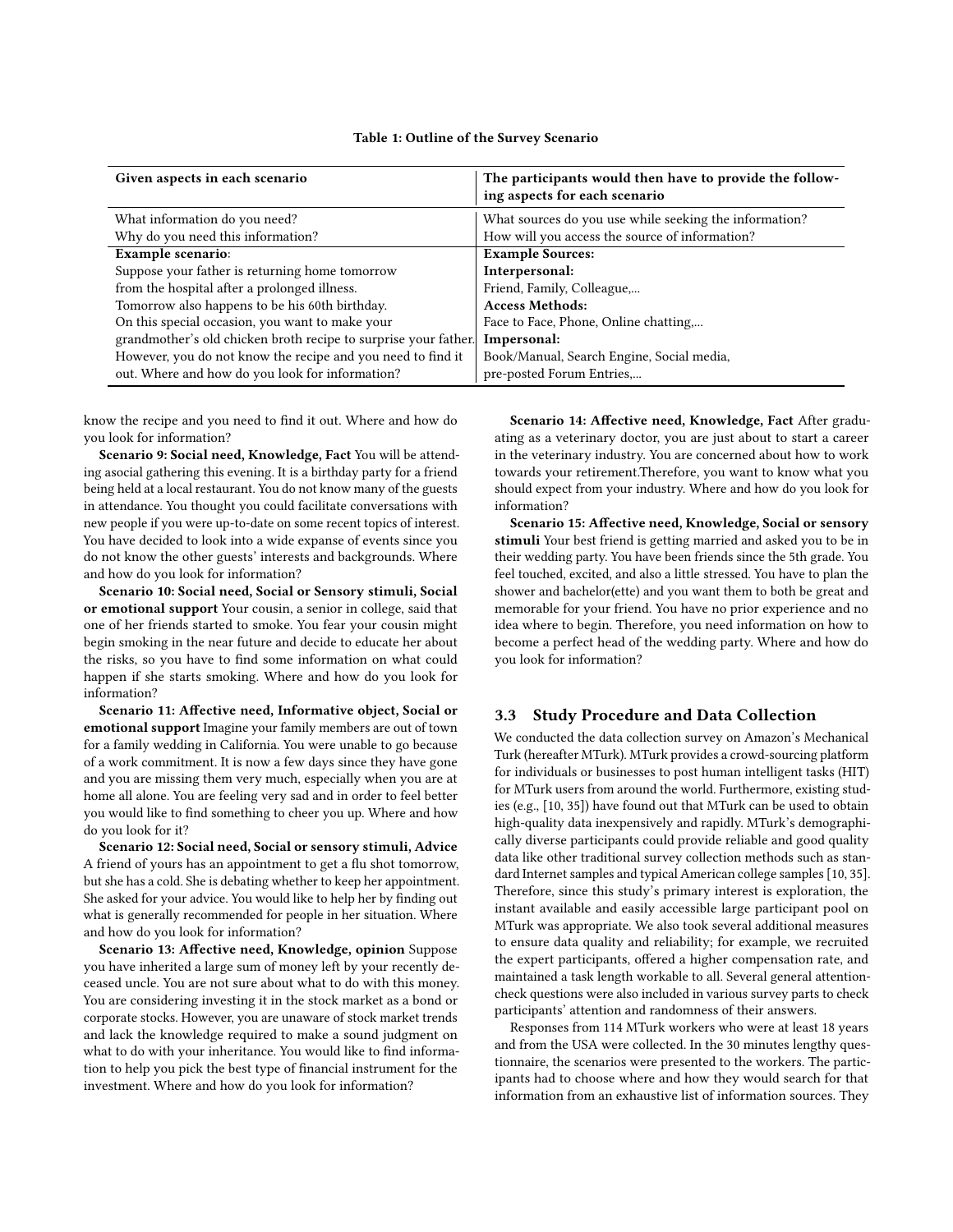**Table 1: Outline of the Survey Scenario**

| Given aspects in each scenario | The participants would then have to provide the following aspects for each scenario |
|---|---|
| What information do you need? | What sources do you use while seeking the information? |
| Why do you need this information? | How will you access the source of information? |
| **Example scenario**: | **Example Sources:** |
| Suppose your father is returning home tomorrow | **Interpersonal:** |
| from the hospital after a prolonged illness. | Friend, Family, Colleague,... |
| Tomorrow also happens to be his 60th birthday. | **Access Methods:** |
| On this special occasion, you want to make your | Face to Face, Phone, Online chatting,... |
| grandmother's old chicken broth recipe to surprise your father. | **Impersonal:** |
| However, you do not know the recipe and you need to find it | Book/Manual, Search Engine, Social media, |
| out. Where and how do you look for information? | pre-posted Forum Entries,... |

know the recipe and you need to find it out. Where and how do you look for information?

**Scenario 9: Social need, Knowledge, Fact** You will be attending asocial gathering this evening. It is a birthday party for a friend being held at a local restaurant. You do not know many of the guests in attendance. You thought you could facilitate conversations with new people if you were up-to-date on some recent topics of interest. You have decided to look into a wide expanse of events since you do not know the other guests' interests and backgrounds. Where and how do you look for information?

**Scenario 10: Social need, Social or Sensory stimuli, Social or emotional support** Your cousin, a senior in college, said that one of her friends started to smoke. You fear your cousin might begin smoking in the near future and decide to educate her about the risks, so you have to find some information on what could happen if she starts smoking. Where and how do you look for information?

**Scenario 11: Affective need, Informative object, Social or emotional support** Imagine your family members are out of town for a family wedding in California. You were unable to go because of a work commitment. It is now a few days since they have gone and you are missing them very much, especially when you are at home all alone. You are feeling very sad and in order to feel better you would like to find something to cheer you up. Where and how do you look for it?

**Scenario 12: Social need, Social or sensory stimuli, Advice** A friend of yours has an appointment to get a flu shot tomorrow, but she has a cold. She is debating whether to keep her appointment. She asked for your advice. You would like to help her by finding out what is generally recommended for people in her situation. Where and how do you look for information?

**Scenario 13: Affective need, Knowledge, opinion** Suppose you have inherited a large sum of money left by your recently deceased uncle. You are not sure about what to do with this money. You are considering investing it in the stock market as a bond or corporate stocks. However, you are unaware of stock market trends and lack the knowledge required to make a sound judgment on what to do with your inheritance. You would like to find information to help you pick the best type of financial instrument for the investment. Where and how do you look for information?

**Scenario 14: Affective need, Knowledge, Fact** After graduating as a veterinary doctor, you are just about to start a career in the veterinary industry. You are concerned about how to work towards your retirement.Therefore, you want to know what you should expect from your industry. Where and how do you look for information?

**Scenario 15: Affective need, Knowledge, Social or sensory stimuli** Your best friend is getting married and asked you to be in their wedding party. You have been friends since the 5th grade. You feel touched, excited, and also a little stressed. You have to plan the shower and bachelor(ette) and you want them to both be great and memorable for your friend. You have no prior experience and no idea where to begin. Therefore, you need information on how to become a perfect head of the wedding party. Where and how do you look for information?

### 3.3 Study Procedure and Data Collection

We conducted the data collection survey on Amazon's Mechanical Turk (hereafter MTurk). MTurk provides a crowd-sourcing platform for individuals or businesses to post human intelligent tasks (HIT) for MTurk users from around the world. Furthermore, existing studies (e.g., [10, 35]) have found out that MTurk can be used to obtain high-quality data inexpensively and rapidly. MTurk's demographically diverse participants could provide reliable and good quality data like other traditional survey collection methods such as standard Internet samples and typical American college samples [10, 35]. Therefore, since this study's primary interest is exploration, the instant available and easily accessible large participant pool on MTurk was appropriate. We also took several additional measures to ensure data quality and reliability; for example, we recruited the expert participants, offered a higher compensation rate, and maintained a task length workable to all. Several general attention-check questions were also included in various survey parts to check participants' attention and randomness of their answers.

Responses from 114 MTurk workers who were at least 18 years and from the USA were collected. In the 30 minutes lengthy questionnaire, the scenarios were presented to the workers. The participants had to choose where and how they would search for that information from an exhaustive list of information sources. They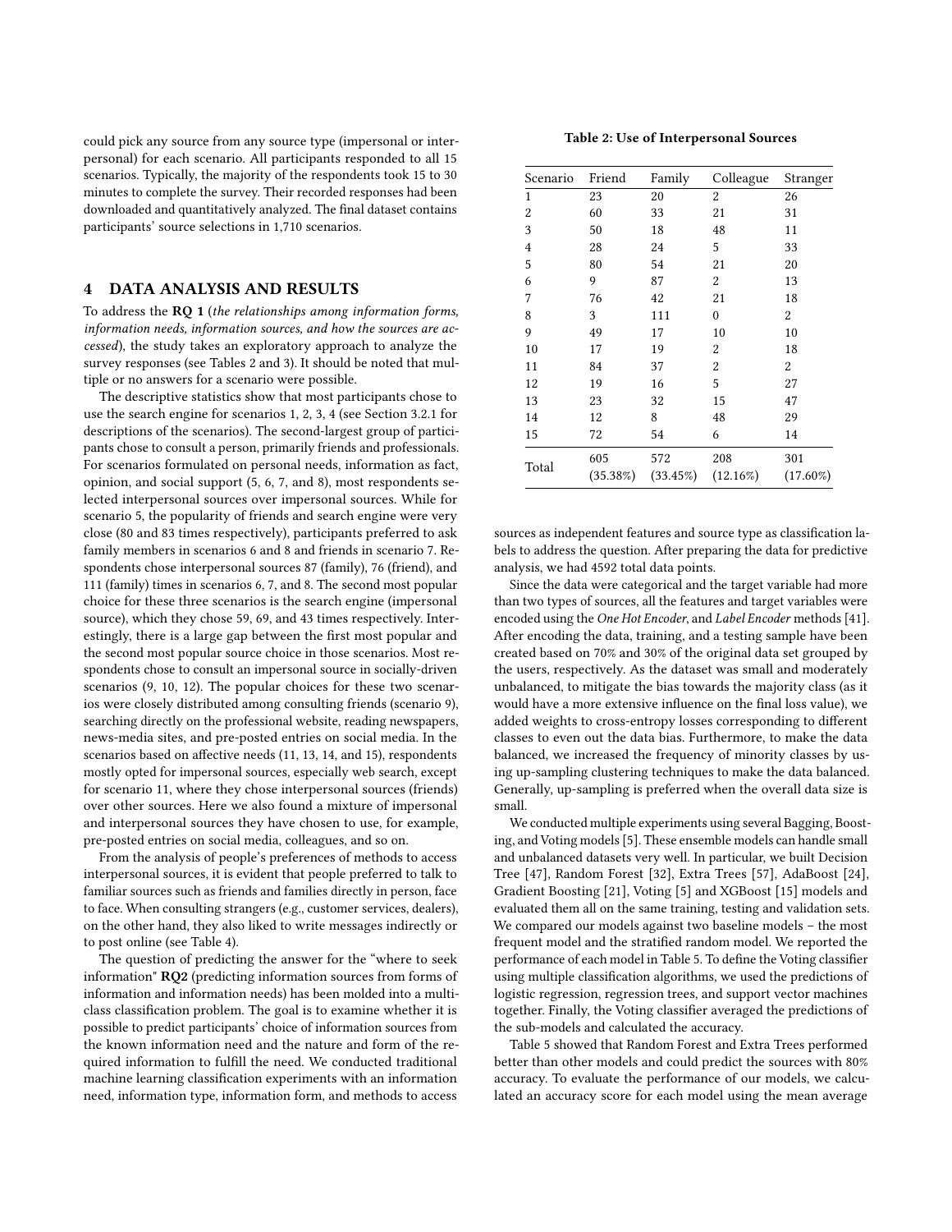could pick any source from any source type (impersonal or interpersonal) for each scenario. All participants responded to all 15 scenarios. Typically, the majority of the respondents took 15 to 30 minutes to complete the survey. Their recorded responses had been downloaded and quantitatively analyzed. The final dataset contains participants' source selections in 1,710 scenarios.

## 4 DATA ANALYSIS AND RESULTS

To address the **RQ 1** (*the relationships among information forms, information needs, information sources, and how the sources are accessed*), the study takes an exploratory approach to analyze the survey responses (see Tables 2 and 3). It should be noted that multiple or no answers for a scenario were possible.

The descriptive statistics show that most participants chose to use the search engine for scenarios 1, 2, 3, 4 (see Section 3.2.1 for descriptions of the scenarios). The second-largest group of participants chose to consult a person, primarily friends and professionals. For scenarios formulated on personal needs, information as fact, opinion, and social support (5, 6, 7, and 8), most respondents selected interpersonal sources over impersonal sources. While for scenario 5, the popularity of friends and search engine were very close (80 and 83 times respectively), participants preferred to ask family members in scenarios 6 and 8 and friends in scenario 7. Respondents chose interpersonal sources 87 (family), 76 (friend), and 111 (family) times in scenarios 6, 7, and 8. The second most popular choice for these three scenarios is the search engine (impersonal source), which they chose 59, 69, and 43 times respectively. Interestingly, there is a large gap between the first most popular and the second most popular source choice in those scenarios. Most respondents chose to consult an impersonal source in socially-driven scenarios (9, 10, 12). The popular choices for these two scenarios were closely distributed among consulting friends (scenario 9), searching directly on the professional website, reading newspapers, news-media sites, and pre-posted entries on social media. In the scenarios based on affective needs (11, 13, 14, and 15), respondents mostly opted for impersonal sources, especially web search, except for scenario 11, where they chose interpersonal sources (friends) over other sources. Here we also found a mixture of impersonal and interpersonal sources they have chosen to use, for example, pre-posted entries on social media, colleagues, and so on.

From the analysis of people's preferences of methods to access interpersonal sources, it is evident that people preferred to talk to familiar sources such as friends and families directly in person, face to face. When consulting strangers (e.g., customer services, dealers), on the other hand, they also liked to write messages indirectly or to post online (see Table 4).

The question of predicting the answer for the "where to seek information" **RQ2** (predicting information sources from forms of information and information needs) has been molded into a multi-class classification problem. The goal is to examine whether it is possible to predict participants' choice of information sources from the known information need and the nature and form of the required information to fulfill the need. We conducted traditional machine learning classification experiments with an information need, information type, information form, and methods to access sources as independent features and source type as classification labels to address the question. After preparing the data for predictive analysis, we had 4592 total data points.

**Table 2: Use of Interpersonal Sources**

| Scenario | Friend | Family | Colleague | Stranger |
|---|---|---|---|---|
| 1 | 23 | 20 | 2 | 26 |
| 2 | 60 | 33 | 21 | 31 |
| 3 | 50 | 18 | 48 | 11 |
| 4 | 28 | 24 | 5 | 33 |
| 5 | 80 | 54 | 21 | 20 |
| 6 | 9 | 87 | 2 | 13 |
| 7 | 76 | 42 | 21 | 18 |
| 8 | 3 | 111 | 0 | 2 |
| 9 | 49 | 17 | 10 | 10 |
| 10 | 17 | 19 | 2 | 18 |
| 11 | 84 | 37 | 2 | 2 |
| 12 | 19 | 16 | 5 | 27 |
| 13 | 23 | 32 | 15 | 47 |
| 14 | 12 | 8 | 48 | 29 |
| 15 | 72 | 54 | 6 | 14 |
| Total | 605 (35.38%) | 572 (33.45%) | 208 (12.16%) | 301 (17.60%) |

Since the data were categorical and the target variable had more than two types of sources, all the features and target variables were encoded using the *One Hot Encoder*, and *Label Encoder* methods [41]. After encoding the data, training, and a testing sample have been created based on 70% and 30% of the original data set grouped by the users, respectively. As the dataset was small and moderately unbalanced, to mitigate the bias towards the majority class (as it would have a more extensive influence on the final loss value), we added weights to cross-entropy losses corresponding to different classes to even out the data bias. Furthermore, to make the data balanced, we increased the frequency of minority classes by using up-sampling clustering techniques to make the data balanced. Generally, up-sampling is preferred when the overall data size is small.

We conducted multiple experiments using several Bagging, Boosting, and Voting models [5]. These ensemble models can handle small and unbalanced datasets very well. In particular, we built Decision Tree [47], Random Forest [32], Extra Trees [57], AdaBoost [24], Gradient Boosting [21], Voting [5] and XGBoost [15] models and evaluated them all on the same training, testing and validation sets. We compared our models against two baseline models – the most frequent model and the stratified random model. We reported the performance of each model in Table 5. To define the Voting classifier using multiple classification algorithms, we used the predictions of logistic regression, regression trees, and support vector machines together. Finally, the Voting classifier averaged the predictions of the sub-models and calculated the accuracy.

Table 5 showed that Random Forest and Extra Trees performed better than other models and could predict the sources with 80% accuracy. To evaluate the performance of our models, we calculated an accuracy score for each model using the mean average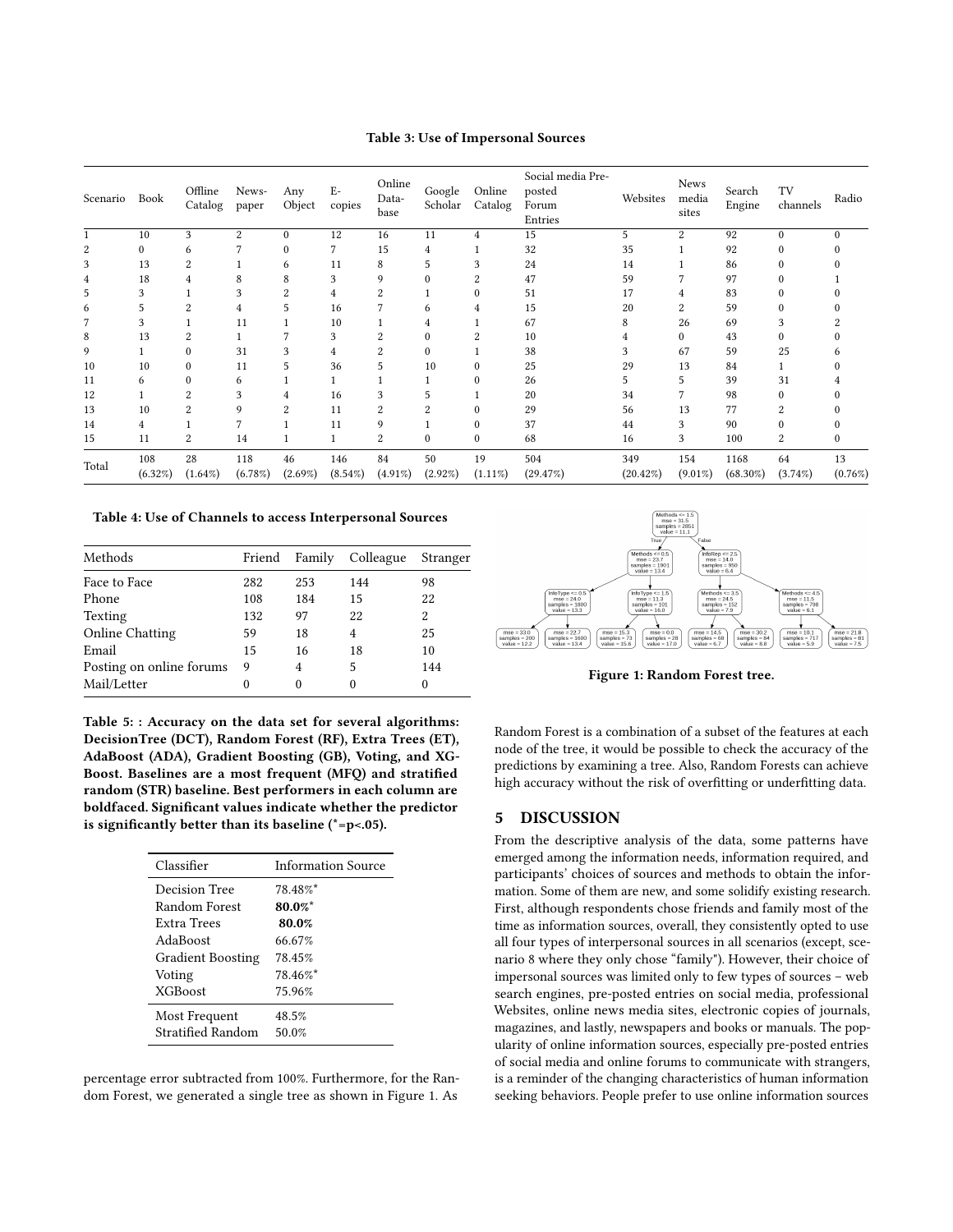**Table 3: Use of Impersonal Sources**

| Scenario | Book | Offline Catalog | News-paper | Any Object | E-copies | Online Data-base | Google Scholar | Online Catalog | Social media Pre-posted Forum Entries | Websites | News media sites | Search Engine | TV channels | Radio |
|---|---|---|---|---|---|---|---|---|---|---|---|---|---|---|
| 1 | 10 | 3 | 2 | 0 | 12 | 16 | 11 | 4 | 15 | 5 | 2 | 92 | 0 | 0 |
| 2 | 0 | 6 | 7 | 0 | 7 | 15 | 4 | 1 | 32 | 35 | 1 | 92 | 0 | 0 |
| 3 | 13 | 2 | 1 | 6 | 11 | 8 | 5 | 3 | 24 | 14 | 1 | 86 | 0 | 0 |
| 4 | 18 | 4 | 8 | 8 | 3 | 9 | 0 | 2 | 47 | 59 | 7 | 97 | 0 | 1 |
| 5 | 3 | 1 | 3 | 2 | 4 | 2 | 1 | 0 | 51 | 17 | 4 | 83 | 0 | 0 |
| 6 | 5 | 2 | 4 | 5 | 16 | 7 | 6 | 4 | 15 | 20 | 2 | 59 | 0 | 0 |
| 7 | 3 | 1 | 11 | 1 | 10 | 1 | 4 | 1 | 67 | 8 | 26 | 69 | 3 | 2 |
| 8 | 13 | 2 | 1 | 7 | 3 | 2 | 0 | 2 | 10 | 4 | 0 | 43 | 0 | 0 |
| 9 | 1 | 0 | 31 | 3 | 4 | 2 | 0 | 1 | 38 | 3 | 67 | 59 | 25 | 6 |
| 10 | 10 | 0 | 11 | 5 | 36 | 5 | 10 | 0 | 25 | 29 | 13 | 84 | 1 | 0 |
| 11 | 6 | 0 | 6 | 1 | 1 | 1 | 1 | 0 | 26 | 5 | 5 | 39 | 31 | 4 |
| 12 | 1 | 2 | 3 | 4 | 16 | 3 | 5 | 1 | 20 | 34 | 7 | 98 | 0 | 0 |
| 13 | 10 | 2 | 9 | 2 | 11 | 2 | 2 | 0 | 29 | 56 | 13 | 77 | 2 | 0 |
| 14 | 4 | 1 | 7 | 1 | 11 | 9 | 1 | 0 | 37 | 44 | 3 | 90 | 0 | 0 |
| 15 | 11 | 2 | 14 | 1 | 1 | 2 | 0 | 0 | 68 | 16 | 3 | 100 | 2 | 0 |
| Total | 108 (6.32%) | 28 (1.64%) | 118 (6.78%) | 46 (2.69%) | 146 (8.54%) | 84 (4.91%) | 50 (2.92%) | 19 (1.11%) | 504 (29.47%) | 349 (20.42%) | 154 (9.01%) | 1168 (68.30%) | 64 (3.74%) | 13 (0.76%) |

**Table 4: Use of Channels to access Interpersonal Sources**

| Methods | Friend | Family | Colleague | Stranger |
|---|---|---|---|---|
| Face to Face | 282 | 253 | 144 | 98 |
| Phone | 108 | 184 | 15 | 22 |
| Texting | 132 | 97 | 22 | 2 |
| Online Chatting | 59 | 18 | 4 | 25 |
| Email | 15 | 16 | 18 | 10 |
| Posting on online forums | 9 | 4 | 5 | 144 |
| Mail/Letter | 0 | 0 | 0 | 0 |

**Table 5: : Accuracy on the data set for several algorithms: DecisionTree (DCT), Random Forest (RF), Extra Trees (ET), AdaBoost (ADA), Gradient Boosting (GB), Voting, and XG-Boost. Baselines are a most frequent (MFQ) and stratified random (STR) baseline. Best performers in each column are boldfaced. Significant values indicate whether the predictor is significantly better than its baseline (*=p<.05).**

| Classifier | Information Source |
|---|---|
| Decision Tree | 78.48%* |
| Random Forest | **80.0%*** |
| Extra Trees | **80.0%** |
| AdaBoost | 66.67% |
| Gradient Boosting | 78.45% |
| Voting | 78.46%* |
| XGBoost | 75.96% |
| Most Frequent | 48.5% |
| Stratified Random | 50.0% |

percentage error subtracted from 100%. Furthermore, for the Random Forest, we generated a single tree as shown in Figure 1. As Random Forest is a combination of a subset of the features at each node of the tree, it would be possible to check the accuracy of the predictions by examining a tree. Also, Random Forests can achieve high accuracy without the risk of overfitting or underfitting data.

**Figure 1: Random Forest tree.**

## 5 DISCUSSION

From the descriptive analysis of the data, some patterns have emerged among the information needs, information required, and participants' choices of sources and methods to obtain the information. Some of them are new, and some solidify existing research. First, although respondents chose friends and family most of the time as information sources, overall, they consistently opted to use all four types of interpersonal sources in all scenarios (except, scenario 8 where they only chose "family"). However, their choice of impersonal sources was limited only to few types of sources – web search engines, pre-posted entries on social media, professional Websites, online news media sites, electronic copies of journals, magazines, and lastly, newspapers and books or manuals. The popularity of online information sources, especially pre-posted entries of social media and online forums to communicate with strangers, is a reminder of the changing characteristics of human information seeking behaviors. People prefer to use online information sources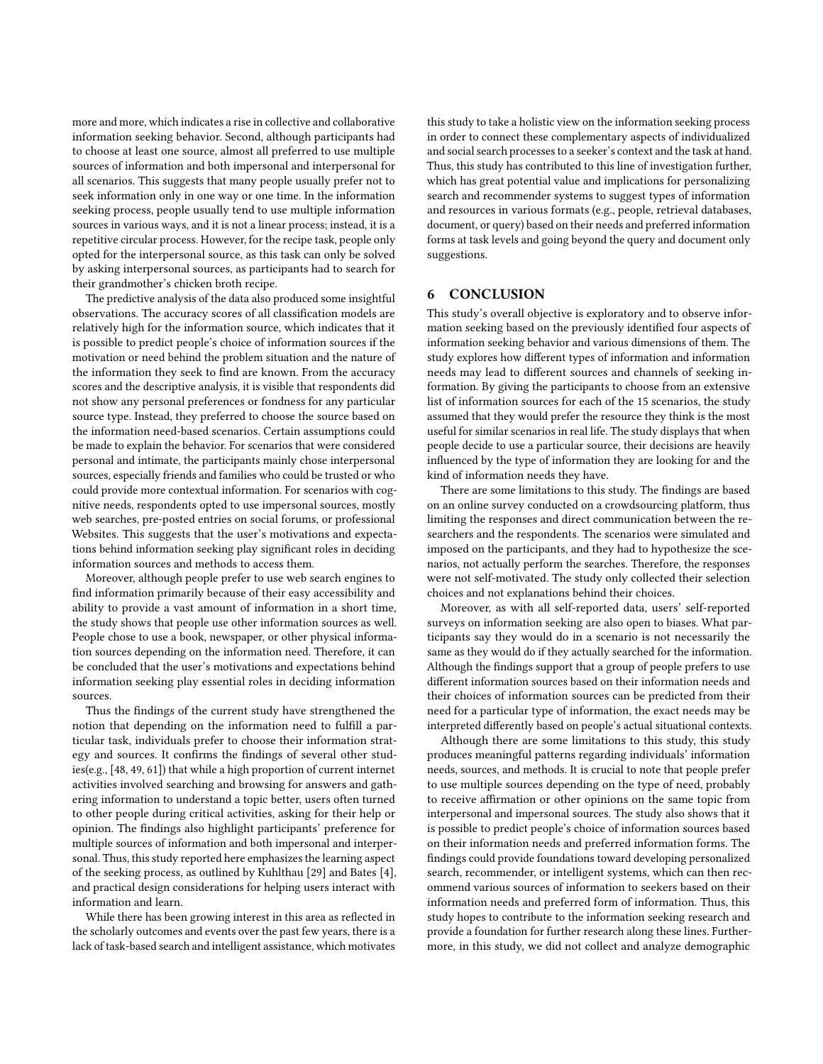more and more, which indicates a rise in collective and collaborative information seeking behavior. Second, although participants had to choose at least one source, almost all preferred to use multiple sources of information and both impersonal and interpersonal for all scenarios. This suggests that many people usually prefer not to seek information only in one way or one time. In the information seeking process, people usually tend to use multiple information sources in various ways, and it is not a linear process; instead, it is a repetitive circular process. However, for the recipe task, people only opted for the interpersonal source, as this task can only be solved by asking interpersonal sources, as participants had to search for their grandmother's chicken broth recipe.

The predictive analysis of the data also produced some insightful observations. The accuracy scores of all classification models are relatively high for the information source, which indicates that it is possible to predict people's choice of information sources if the motivation or need behind the problem situation and the nature of the information they seek to find are known. From the accuracy scores and the descriptive analysis, it is visible that respondents did not show any personal preferences or fondness for any particular source type. Instead, they preferred to choose the source based on the information need-based scenarios. Certain assumptions could be made to explain the behavior. For scenarios that were considered personal and intimate, the participants mainly chose interpersonal sources, especially friends and families who could be trusted or who could provide more contextual information. For scenarios with cognitive needs, respondents opted to use impersonal sources, mostly web searches, pre-posted entries on social forums, or professional Websites. This suggests that the user's motivations and expectations behind information seeking play significant roles in deciding information sources and methods to access them.

Moreover, although people prefer to use web search engines to find information primarily because of their easy accessibility and ability to provide a vast amount of information in a short time, the study shows that people use other information sources as well. People chose to use a book, newspaper, or other physical information sources depending on the information need. Therefore, it can be concluded that the user's motivations and expectations behind information seeking play essential roles in deciding information sources.

Thus the findings of the current study have strengthened the notion that depending on the information need to fulfill a particular task, individuals prefer to choose their information strategy and sources. It confirms the findings of several other studies(e.g., [48, 49, 61]) that while a high proportion of current internet activities involved searching and browsing for answers and gathering information to understand a topic better, users often turned to other people during critical activities, asking for their help or opinion. The findings also highlight participants' preference for multiple sources of information and both impersonal and interpersonal. Thus, this study reported here emphasizes the learning aspect of the seeking process, as outlined by Kuhlthau [29] and Bates [4], and practical design considerations for helping users interact with information and learn.

While there has been growing interest in this area as reflected in the scholarly outcomes and events over the past few years, there is a lack of task-based search and intelligent assistance, which motivates this study to take a holistic view on the information seeking process in order to connect these complementary aspects of individualized and social search processes to a seeker's context and the task at hand. Thus, this study has contributed to this line of investigation further, which has great potential value and implications for personalizing search and recommender systems to suggest types of information and resources in various formats (e.g., people, retrieval databases, document, or query) based on their needs and preferred information forms at task levels and going beyond the query and document only suggestions.

## 6 CONCLUSION

This study's overall objective is exploratory and to observe information seeking based on the previously identified four aspects of information seeking behavior and various dimensions of them. The study explores how different types of information and information needs may lead to different sources and channels of seeking information. By giving the participants to choose from an extensive list of information sources for each of the 15 scenarios, the study assumed that they would prefer the resource they think is the most useful for similar scenarios in real life. The study displays that when people decide to use a particular source, their decisions are heavily influenced by the type of information they are looking for and the kind of information needs they have.

There are some limitations to this study. The findings are based on an online survey conducted on a crowdsourcing platform, thus limiting the responses and direct communication between the researchers and the respondents. The scenarios were simulated and imposed on the participants, and they had to hypothesize the scenarios, not actually perform the searches. Therefore, the responses were not self-motivated. The study only collected their selection choices and not explanations behind their choices.

Moreover, as with all self-reported data, users' self-reported surveys on information seeking are also open to biases. What participants say they would do in a scenario is not necessarily the same as they would do if they actually searched for the information. Although the findings support that a group of people prefers to use different information sources based on their information needs and their choices of information sources can be predicted from their need for a particular type of information, the exact needs may be interpreted differently based on people's actual situational contexts.

Although there are some limitations to this study, this study produces meaningful patterns regarding individuals' information needs, sources, and methods. It is crucial to note that people prefer to use multiple sources depending on the type of need, probably to receive affirmation or other opinions on the same topic from interpersonal and impersonal sources. The study also shows that it is possible to predict people's choice of information sources based on their information needs and preferred information forms. The findings could provide foundations toward developing personalized search, recommender, or intelligent systems, which can then recommend various sources of information to seekers based on their information needs and preferred form of information. Thus, this study hopes to contribute to the information seeking research and provide a foundation for further research along these lines. Furthermore, in this study, we did not collect and analyze demographic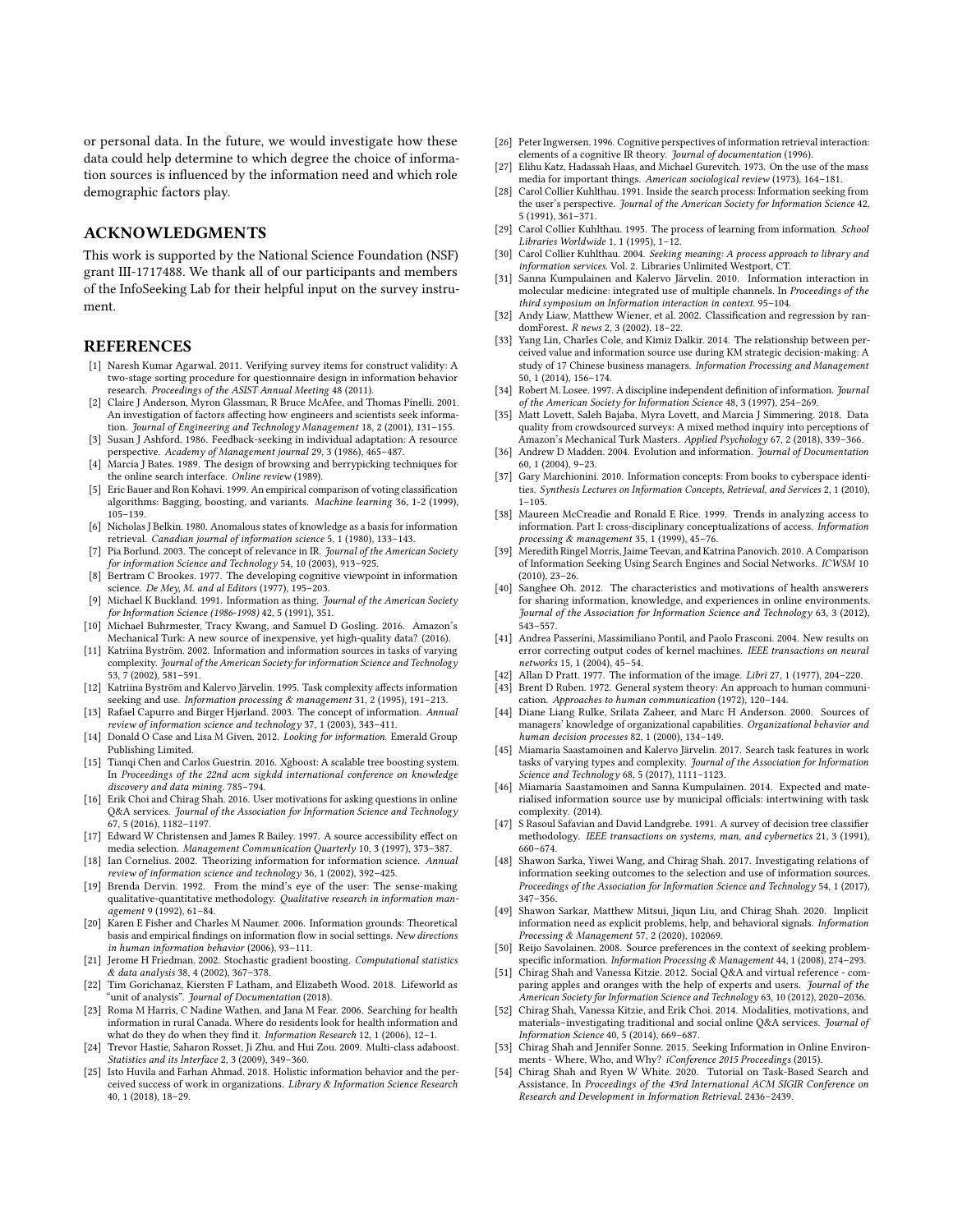or personal data. In the future, we would investigate how these data could help determine to which degree the choice of information sources is influenced by the information need and which role demographic factors play.

## ACKNOWLEDGMENTS

This work is supported by the National Science Foundation (NSF) grant III-1717488. We thank all of our participants and members of the InfoSeeking Lab for their helpful input on the survey instrument.

## REFERENCES

[1] Naresh Kumar Agarwal. 2011. Verifying survey items for construct validity: A two-stage sorting procedure for questionnaire design in information behavior research. *Proceedings of the ASIST Annual Meeting* 48 (2011).

[2] Claire J Anderson, Myron Glassman, R Bruce McAfee, and Thomas Pinelli. 2001. An investigation of factors affecting how engineers and scientists seek information. *Journal of Engineering and Technology Management* 18, 2 (2001), 131–155.

[3] Susan J Ashford. 1986. Feedback-seeking in individual adaptation: A resource perspective. *Academy of Management journal* 29, 3 (1986), 465–487.

[4] Marcia J Bates. 1989. The design of browsing and berrypicking techniques for the online search interface. *Online review* (1989).

[5] Eric Bauer and Ron Kohavi. 1999. An empirical comparison of voting classification algorithms: Bagging, boosting, and variants. *Machine learning* 36, 1-2 (1999), 105–139.

[6] Nicholas J Belkin. 1980. Anomalous states of knowledge as a basis for information retrieval. *Canadian journal of information science* 5, 1 (1980), 133–143.

[7] Pia Borlund. 2003. The concept of relevance in IR. *Journal of the American Society for information Science and Technology* 54, 10 (2003), 913–925.

[8] Bertram C Brookes. 1977. The developing cognitive viewpoint in information science. *De Mey, M. and al Editors* (1977), 195–203.

[9] Michael K Buckland. 1991. Information as thing. *Journal of the American Society for Information Science (1986-1998)* 42, 5 (1991), 351.

[10] Michael Buhrmester, Tracy Kwang, and Samuel D Gosling. 2016. Amazon's Mechanical Turk: A new source of inexpensive, yet high-quality data? (2016).

[11] Katriina Byström. 2002. Information and information sources in tasks of varying complexity. *Journal of the American Society for information Science and Technology* 53, 7 (2002), 581–591.

[12] Katriina Byström and Kalervo Järvelin. 1995. Task complexity affects information seeking and use. *Information processing & management* 31, 2 (1995), 191–213.

[13] Rafael Capurro and Birger Hjørland. 2003. The concept of information. *Annual review of information science and technology* 37, 1 (2003), 343–411.

[14] Donald O Case and Lisa M Given. 2012. *Looking for information*. Emerald Group Publishing Limited.

[15] Tianqi Chen and Carlos Guestrin. 2016. Xgboost: A scalable tree boosting system. In *Proceedings of the 22nd acm sigkdd international conference on knowledge discovery and data mining*. 785–794.

[16] Erik Choi and Chirag Shah. 2016. User motivations for asking questions in online Q&A services. *Journal of the Association for Information Science and Technology* 67, 5 (2016), 1182–1197.

[17] Edward W Christensen and James R Bailey. 1997. A source accessibility effect on media selection. *Management Communication Quarterly* 10, 3 (1997), 373–387.

[18] Ian Cornelius. 2002. Theorizing information for information science. *Annual review of information science and technology* 36, 1 (2002), 392–425.

[19] Brenda Dervin. 1992. From the mind's eye of the user: The sense-making qualitative-quantitative methodology. *Qualitative research in information management* 9 (1992), 61–84.

[20] Karen E Fisher and Charles M Naumer. 2006. Information grounds: Theoretical basis and empirical findings on information flow in social settings. *New directions in human information behavior* (2006), 93–111.

[21] Jerome H Friedman. 2002. Stochastic gradient boosting. *Computational statistics & data analysis* 38, 4 (2002), 367–378.

[22] Tim Gorichanaz, Kiersten F Latham, and Elizabeth Wood. 2018. Lifeworld as "unit of analysis". *Journal of Documentation* (2018).

[23] Roma M Harris, C Nadine Wathen, and Jana M Fear. 2006. Searching for health information in rural Canada. Where do residents look for health information and what do they do when they find it. *Information Research* 12, 1 (2006), 12–1.

[24] Trevor Hastie, Saharon Rosset, Ji Zhu, and Hui Zou. 2009. Multi-class adaboost. *Statistics and its Interface* 2, 3 (2009), 349–360.

[25] Isto Huvila and Farhan Ahmad. 2018. Holistic information behavior and the perceived success of work in organizations. *Library & Information Science Research* 40, 1 (2018), 18–29.

[26] Peter Ingwersen. 1996. Cognitive perspectives of information retrieval interaction: elements of a cognitive IR theory. *Journal of documentation* (1996).

[27] Elihu Katz, Hadassah Haas, and Michael Gurevitch. 1973. On the use of the mass media for important things. *American sociological review* (1973), 164–181.

[28] Carol Collier Kuhlthau. 1991. Inside the search process: Information seeking from the user's perspective. *Journal of the American Society for Information Science* 42, 5 (1991), 361–371.

[29] Carol Collier Kuhlthau. 1995. The process of learning from information. *School Libraries Worldwide* 1, 1 (1995), 1–12.

[30] Carol Collier Kuhlthau. 2004. *Seeking meaning: A process approach to library and information services*. Vol. 2. Libraries Unlimited Westport, CT.

[31] Sanna Kumpulainen and Kalervo Järvelin. 2010. Information interaction in molecular medicine: integrated use of multiple channels. In *Proceedings of the third symposium on Information interaction in context*. 95–104.

[32] Andy Liaw, Matthew Wiener, et al. 2002. Classification and regression by randomForest. *R news* 2, 3 (2002), 18–22.

[33] Yang Lin, Charles Cole, and Kimiz Dalkir. 2014. The relationship between perceived value and information source use during KM strategic decision-making: A study of 17 Chinese business managers. *Information Processing and Management* 50, 1 (2014), 156–174.

[34] Robert M. Losee. 1997. A discipline independent definition of information. *Journal of the American Society for Information Science* 48, 3 (1997), 254–269.

[35] Matt Lovett, Saleh Bajaba, Myra Lovett, and Marcia J Simmering. 2018. Data quality from crowdsourced surveys: A mixed method inquiry into perceptions of Amazon's Mechanical Turk Masters. *Applied Psychology* 67, 2 (2018), 339–366.

[36] Andrew D Madden. 2004. Evolution and information. *Journal of Documentation* 60, 1 (2004), 9–23.

[37] Gary Marchionini. 2010. Information concepts: From books to cyberspace identities. *Synthesis Lectures on Information Concepts, Retrieval, and Services* 2, 1 (2010), 1–105.

[38] Maureen McCreadie and Ronald E Rice. 1999. Trends in analyzing access to information. Part I: cross-disciplinary conceptualizations of access. *Information processing & management* 35, 1 (1999), 45–76.

[39] Meredith Ringel Morris, Jaime Teevan, and Katrina Panovich. 2010. A Comparison of Information Seeking Using Search Engines and Social Networks. *ICWSM* 10 (2010), 23–26.

[40] Sanghee Oh. 2012. The characteristics and motivations of health answerers for sharing information, knowledge, and experiences in online environments. *Journal of the Association for Information Science and Technology* 63, 3 (2012), 543–557.

[41] Andrea Passerini, Massimiliano Pontil, and Paolo Frasconi. 2004. New results on error correcting output codes of kernel machines. *IEEE transactions on neural networks* 15, 1 (2004), 45–54.

[42] Allan D Pratt. 1977. The information of the image. *Libri* 27, 1 (1977), 204–220.

[43] Brent D Ruben. 1972. General system theory: An approach to human communication. *Approaches to human communication* (1972), 120–144.

[44] Diane Liang Rulke, Srilata Zaheer, and Marc H Anderson. 2000. Sources of managers' knowledge of organizational capabilities. *Organizational behavior and human decision processes* 82, 1 (2000), 134–149.

[45] Miamaria Saastamoinen and Kalervo Järvelin. 2017. Search task features in work tasks of varying types and complexity. *Journal of the Association for Information Science and Technology* 68, 5 (2017), 1111–1123.

[46] Miamaria Saastamoinen and Sanna Kumpulainen. 2014. Expected and materialised information source use by municipal officials: intertwining with task complexity. (2014).

[47] S Rasoul Safavian and David Landgrebe. 1991. A survey of decision tree classifier methodology. *IEEE transactions on systems, man, and cybernetics* 21, 3 (1991), 660–674.

[48] Shawon Sarka, Yiwei Wang, and Chirag Shah. 2017. Investigating relations of information seeking outcomes to the selection and use of information sources. *Proceedings of the Association for Information Science and Technology* 54, 1 (2017), 347–356.

[49] Shawon Sarkar, Matthew Mitsui, Jiqun Liu, and Chirag Shah. 2020. Implicit information need as explicit problems, help, and behavioral signals. *Information Processing & Management* 57, 2 (2020), 102069.

[50] Reijo Savolainen. 2008. Source preferences in the context of seeking problem-specific information. *Information Processing & Management* 44, 1 (2008), 274–293.

[51] Chirag Shah and Vanessa Kitzie. 2012. Social Q&A and virtual reference - comparing apples and oranges with the help of experts and users. *Journal of the American Society for Information Science and Technology* 63, 10 (2012), 2020–2036.

[52] Chirag Shah, Vanessa Kitzie, and Erik Choi. 2014. Modalities, motivations, and materials–investigating traditional and social online Q&A services. *Journal of Information Science* 40, 5 (2014), 669–687.

[53] Chirag Shah and Jennifer Sonne. 2015. Seeking Information in Online Environments - Where, Who, and Why? *iConference 2015 Proceedings* (2015).

[54] Chirag Shah and Ryen W White. 2020. Tutorial on Task-Based Search and Assistance. In *Proceedings of the 43rd International ACM SIGIR Conference on Research and Development in Information Retrieval*. 2436–2439.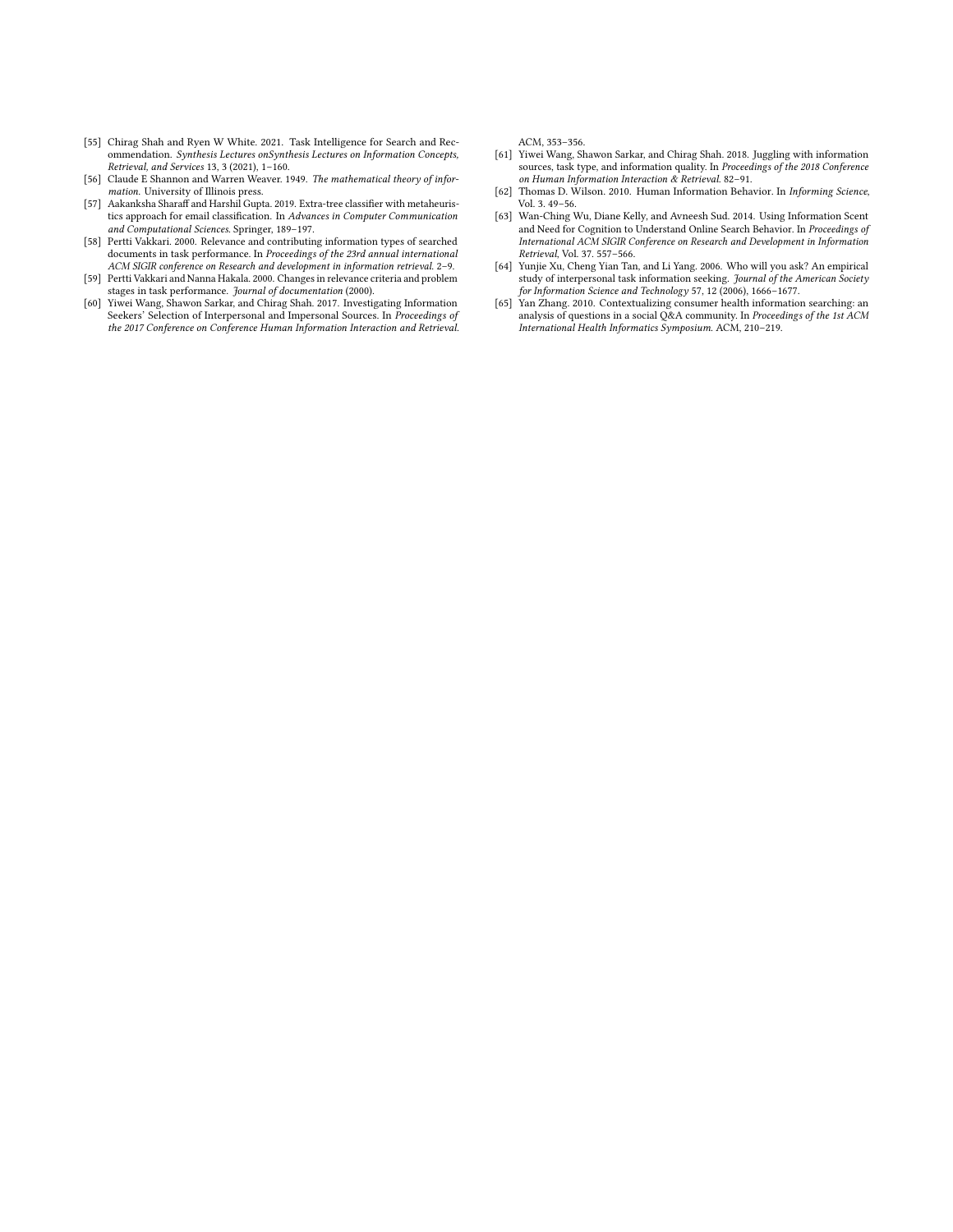[55] Chirag Shah and Ryen W White. 2021. Task Intelligence for Search and Recommendation. *Synthesis Lectures onSynthesis Lectures on Information Concepts, Retrieval, and Services* 13, 3 (2021), 1–160.

[56] Claude E Shannon and Warren Weaver. 1949. *The mathematical theory of information*. University of Illinois press.

[57] Aakanksha Sharaff and Harshil Gupta. 2019. Extra-tree classifier with metaheuristics approach for email classification. In *Advances in Computer Communication and Computational Sciences*. Springer, 189–197.

[58] Pertti Vakkari. 2000. Relevance and contributing information types of searched documents in task performance. In *Proceedings of the 23rd annual international ACM SIGIR conference on Research and development in information retrieval*. 2–9.

[59] Pertti Vakkari and Nanna Hakala. 2000. Changes in relevance criteria and problem stages in task performance. *Journal of documentation* (2000).

[60] Yiwei Wang, Shawon Sarkar, and Chirag Shah. 2017. Investigating Information Seekers' Selection of Interpersonal and Impersonal Sources. In *Proceedings of the 2017 Conference on Conference Human Information Interaction and Retrieval*. ACM, 353–356.

[61] Yiwei Wang, Shawon Sarkar, and Chirag Shah. 2018. Juggling with information sources, task type, and information quality. In *Proceedings of the 2018 Conference on Human Information Interaction & Retrieval*. 82–91.

[62] Thomas D. Wilson. 2010. Human Information Behavior. In *Informing Science*, Vol. 3. 49–56.

[63] Wan-Ching Wu, Diane Kelly, and Avneesh Sud. 2014. Using Information Scent and Need for Cognition to Understand Online Search Behavior. In *Proceedings of International ACM SIGIR Conference on Research and Development in Information Retrieval*, Vol. 37. 557–566.

[64] Yunjie Xu, Cheng Yian Tan, and Li Yang. 2006. Who will you ask? An empirical study of interpersonal task information seeking. *Journal of the American Society for Information Science and Technology* 57, 12 (2006), 1666–1677.

[65] Yan Zhang. 2010. Contextualizing consumer health information searching: an analysis of questions in a social Q&A community. In *Proceedings of the 1st ACM International Health Informatics Symposium*. ACM, 210–219.